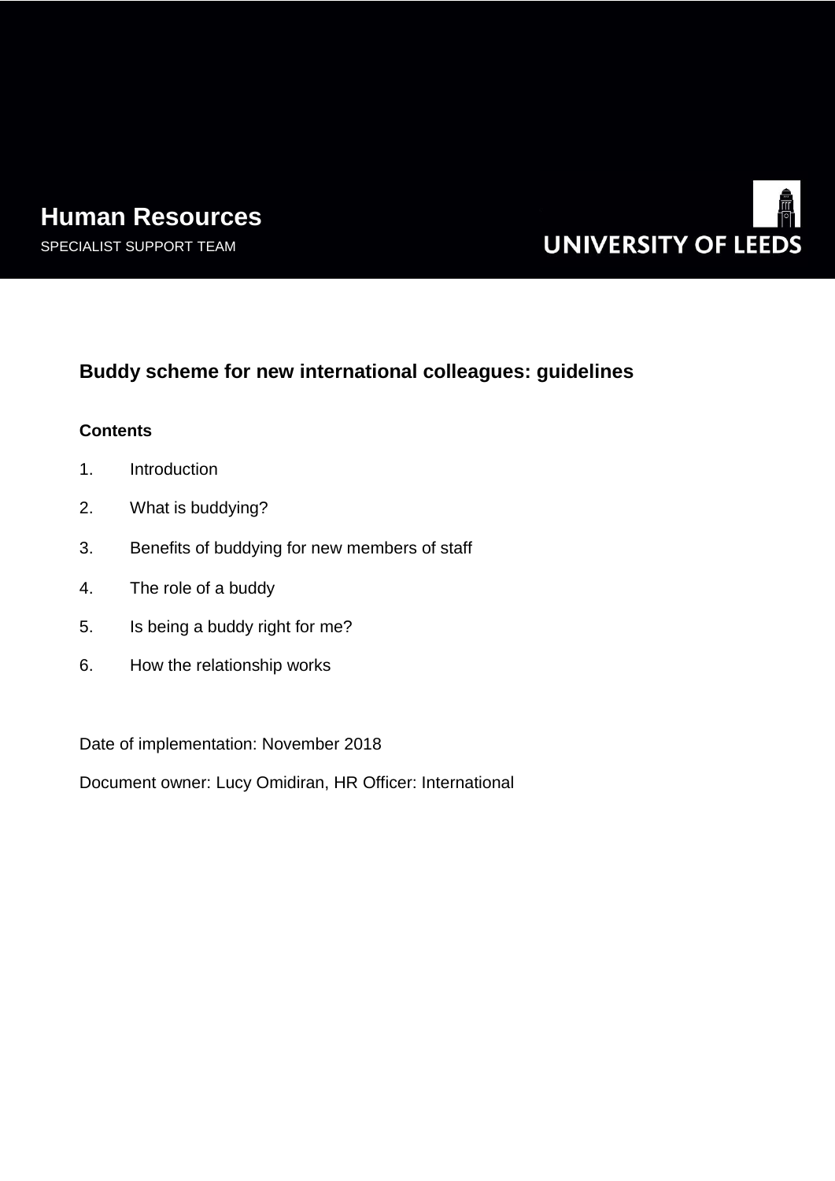**Human Resources**

SPECIALIST SUPPORT TEAM

UNIVERSITY OF LEEDS

# Buddy scheme for new international colleagues: guidelines

**Contents**

1. Introduction
2. What is buddying?
3. Benefits of buddying for new members of staff
4. The role of a buddy
5. Is being a buddy right for me?
6. How the relationship works

Date of implementation: November 2018

Document owner: Lucy Omidiran, HR Officer: International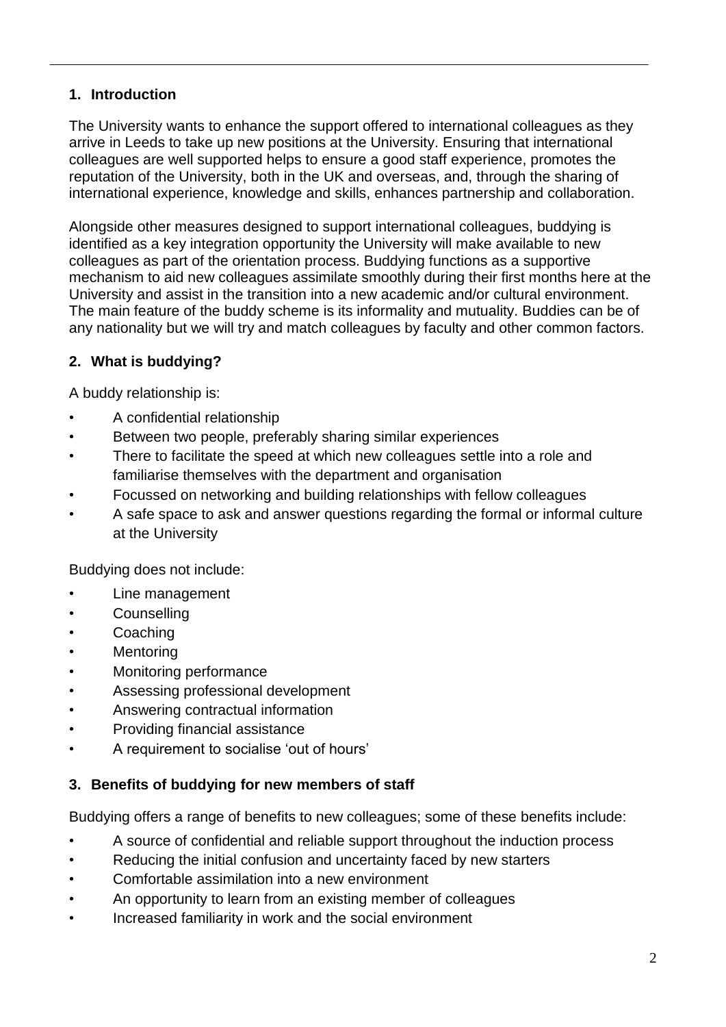## 1. Introduction

The University wants to enhance the support offered to international colleagues as they arrive in Leeds to take up new positions at the University. Ensuring that international colleagues are well supported helps to ensure a good staff experience, promotes the reputation of the University, both in the UK and overseas, and, through the sharing of international experience, knowledge and skills, enhances partnership and collaboration.

Alongside other measures designed to support international colleagues, buddying is identified as a key integration opportunity the University will make available to new colleagues as part of the orientation process. Buddying functions as a supportive mechanism to aid new colleagues assimilate smoothly during their first months here at the University and assist in the transition into a new academic and/or cultural environment. The main feature of the buddy scheme is its informality and mutuality. Buddies can be of any nationality but we will try and match colleagues by faculty and other common factors.

## 2. What is buddying?

A buddy relationship is:

- A confidential relationship
- Between two people, preferably sharing similar experiences
- There to facilitate the speed at which new colleagues settle into a role and familiarise themselves with the department and organisation
- Focussed on networking and building relationships with fellow colleagues
- A safe space to ask and answer questions regarding the formal or informal culture at the University

Buddying does not include:

- Line management
- Counselling
- Coaching
- Mentoring
- Monitoring performance
- Assessing professional development
- Answering contractual information
- Providing financial assistance
- A requirement to socialise 'out of hours'

## 3. Benefits of buddying for new members of staff

Buddying offers a range of benefits to new colleagues; some of these benefits include:

- A source of confidential and reliable support throughout the induction process
- Reducing the initial confusion and uncertainty faced by new starters
- Comfortable assimilation into a new environment
- An opportunity to learn from an existing member of colleagues
- Increased familiarity in work and the social environment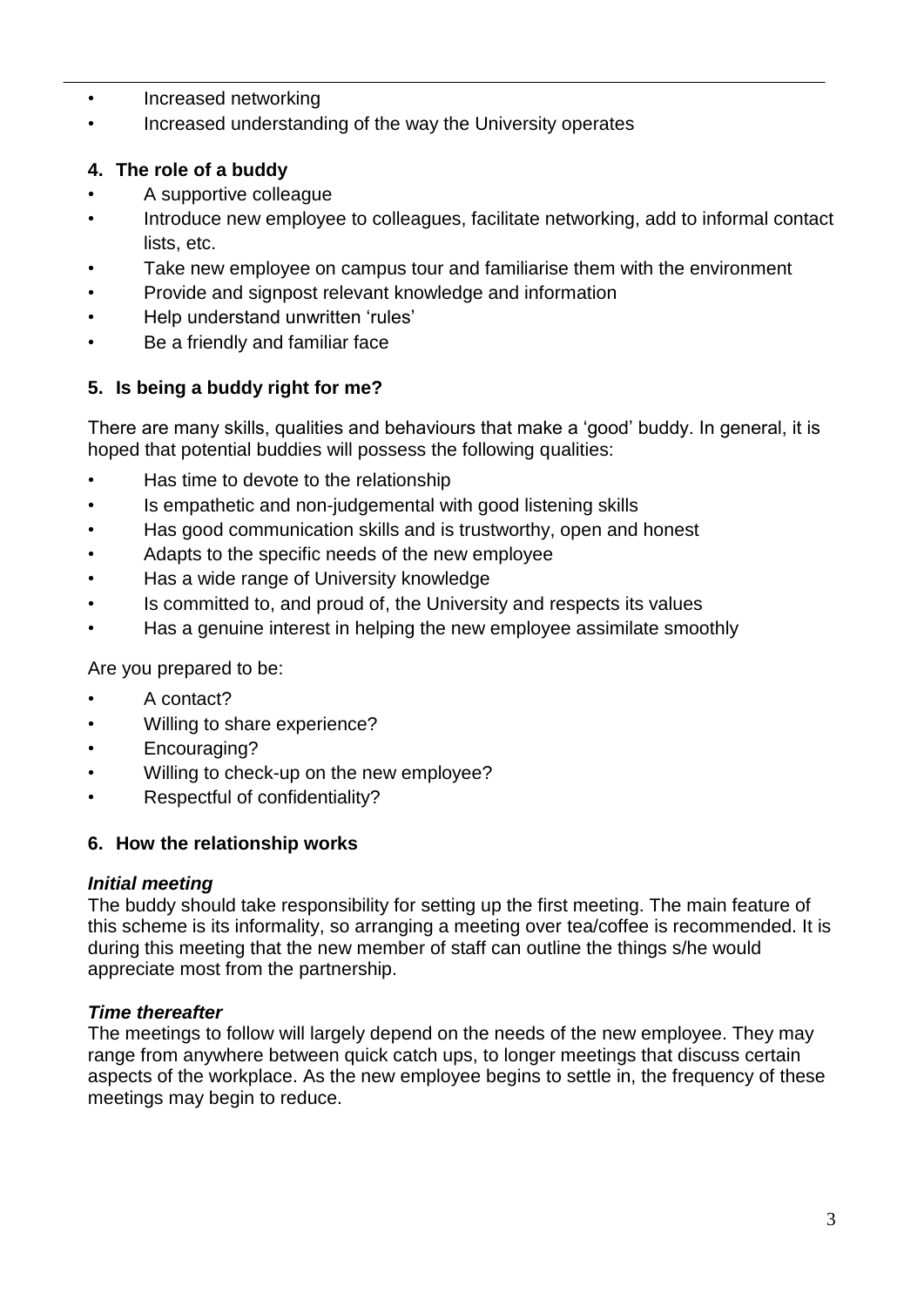- Increased networking
- Increased understanding of the way the University operates

## 4. The role of a buddy

- A supportive colleague
- Introduce new employee to colleagues, facilitate networking, add to informal contact lists, etc.
- Take new employee on campus tour and familiarise them with the environment
- Provide and signpost relevant knowledge and information
- Help understand unwritten 'rules'
- Be a friendly and familiar face

## 5. Is being a buddy right for me?

There are many skills, qualities and behaviours that make a 'good' buddy. In general, it is hoped that potential buddies will possess the following qualities:

- Has time to devote to the relationship
- Is empathetic and non-judgemental with good listening skills
- Has good communication skills and is trustworthy, open and honest
- Adapts to the specific needs of the new employee
- Has a wide range of University knowledge
- Is committed to, and proud of, the University and respects its values
- Has a genuine interest in helping the new employee assimilate smoothly

Are you prepared to be:

- A contact?
- Willing to share experience?
- Encouraging?
- Willing to check-up on the new employee?
- Respectful of confidentiality?

## 6. How the relationship works

***Initial meeting***

The buddy should take responsibility for setting up the first meeting. The main feature of this scheme is its informality, so arranging a meeting over tea/coffee is recommended. It is during this meeting that the new member of staff can outline the things s/he would appreciate most from the partnership.

***Time thereafter***

The meetings to follow will largely depend on the needs of the new employee. They may range from anywhere between quick catch ups, to longer meetings that discuss certain aspects of the workplace. As the new employee begins to settle in, the frequency of these meetings may begin to reduce.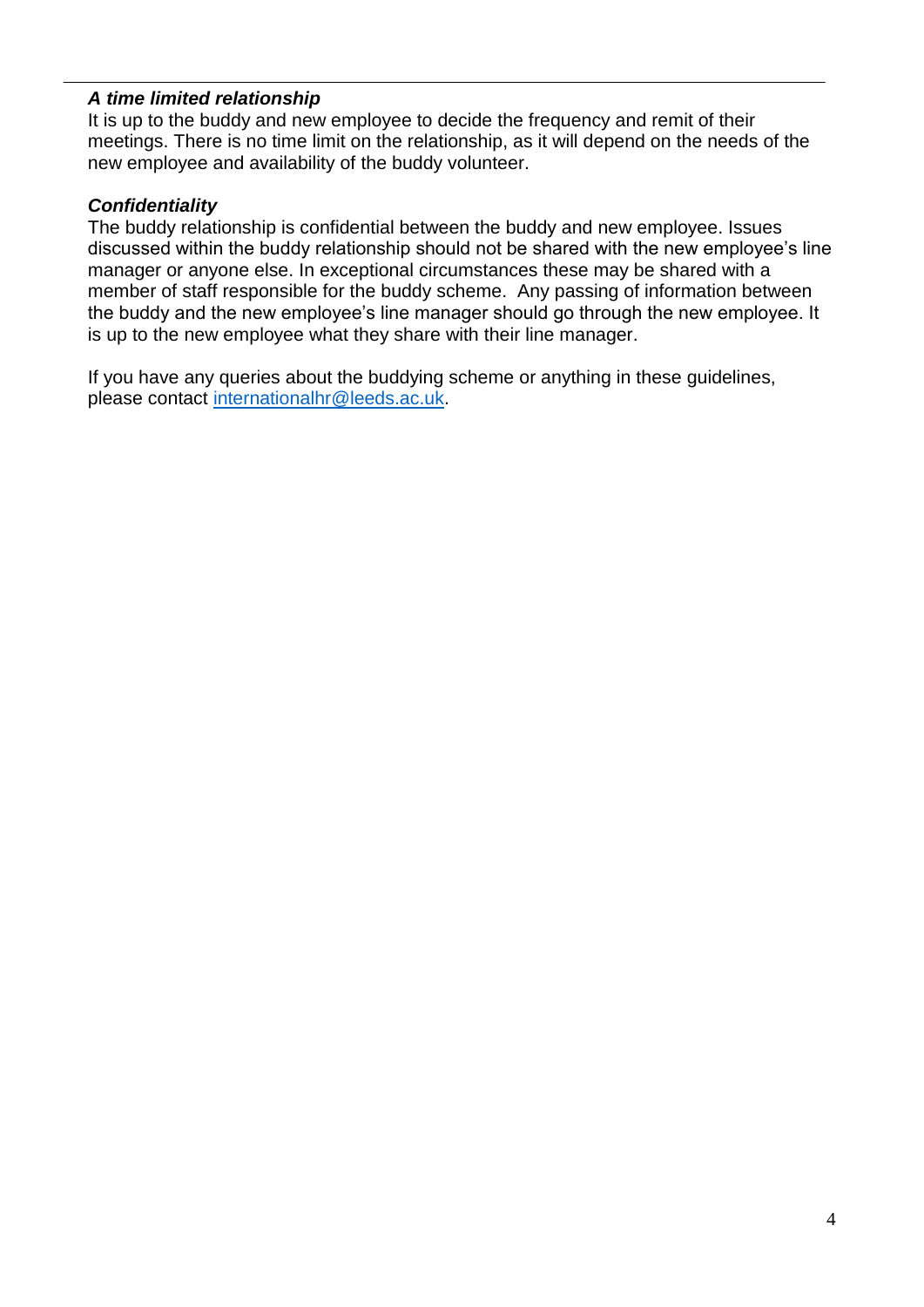***A time limited relationship***

It is up to the buddy and new employee to decide the frequency and remit of their meetings. There is no time limit on the relationship, as it will depend on the needs of the new employee and availability of the buddy volunteer.

***Confidentiality***

The buddy relationship is confidential between the buddy and new employee. Issues discussed within the buddy relationship should not be shared with the new employee's line manager or anyone else. In exceptional circumstances these may be shared with a member of staff responsible for the buddy scheme. Any passing of information between the buddy and the new employee's line manager should go through the new employee. It is up to the new employee what they share with their line manager.

If you have any queries about the buddying scheme or anything in these guidelines, please contact [internationalhr@leeds.ac.uk](mailto:internationalhr@leeds.ac.uk).